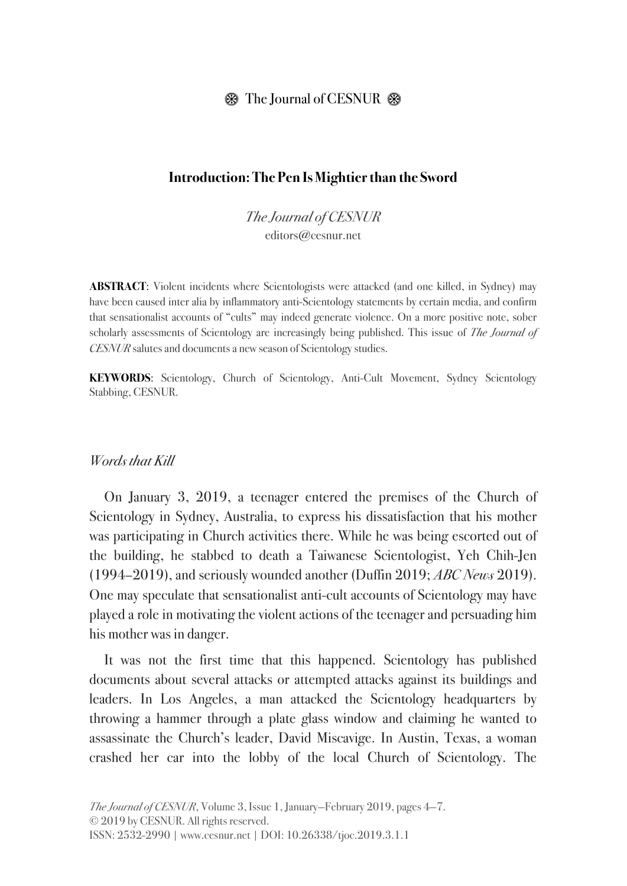# Introduction: The Pen Is Mightier than the Sword

*The Journal of CESNUR*
editors@cesnur.net

**ABSTRACT**: Violent incidents where Scientologists were attacked (and one killed, in Sydney) may have been caused inter alia by inflammatory anti-Scientology statements by certain media, and confirm that sensationalist accounts of "cults" may indeed generate violence. On a more positive note, sober scholarly assessments of Scientology are increasingly being published. This issue of *The Journal of CESNUR* salutes and documents a new season of Scientology studies.

**KEYWORDS**: Scientology, Church of Scientology, Anti-Cult Movement, Sydney Scientology Stabbing, CESNUR.

## *Words that Kill*

On January 3, 2019, a teenager entered the premises of the Church of Scientology in Sydney, Australia, to express his dissatisfaction that his mother was participating in Church activities there. While he was being escorted out of the building, he stabbed to death a Taiwanese Scientologist, Yeh Chih-Jen (1994–2019), and seriously wounded another (Duffin 2019; *ABC News* 2019). One may speculate that sensationalist anti-cult accounts of Scientology may have played a role in motivating the violent actions of the teenager and persuading him his mother was in danger.

It was not the first time that this happened. Scientology has published documents about several attacks or attempted attacks against its buildings and leaders. In Los Angeles, a man attacked the Scientology headquarters by throwing a hammer through a plate glass window and claiming he wanted to assassinate the Church's leader, David Miscavige. In Austin, Texas, a woman crashed her car into the lobby of the local Church of Scientology. The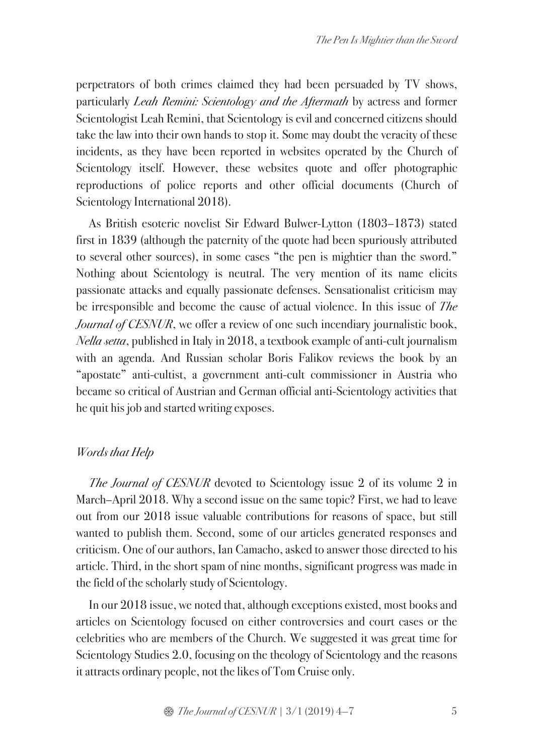perpetrators of both crimes claimed they had been persuaded by TV shows, particularly *Leah Remini: Scientology and the Aftermath* by actress and former Scientologist Leah Remini, that Scientology is evil and concerned citizens should take the law into their own hands to stop it. Some may doubt the veracity of these incidents, as they have been reported in websites operated by the Church of Scientology itself. However, these websites quote and offer photographic reproductions of police reports and other official documents (Church of Scientology International 2018).

As British esoteric novelist Sir Edward Bulwer-Lytton (1803–1873) stated first in 1839 (although the paternity of the quote had been spuriously attributed to several other sources), in some cases "the pen is mightier than the sword." Nothing about Scientology is neutral. The very mention of its name elicits passionate attacks and equally passionate defenses. Sensationalist criticism may be irresponsible and become the cause of actual violence. In this issue of *The Journal of CESNUR*, we offer a review of one such incendiary journalistic book, *Nella setta*, published in Italy in 2018, a textbook example of anti-cult journalism with an agenda. And Russian scholar Boris Falikov reviews the book by an "apostate" anti-cultist, a government anti-cult commissioner in Austria who became so critical of Austrian and German official anti-Scientology activities that he quit his job and started writing exposes.

## *Words that Help*

*The Journal of CESNUR* devoted to Scientology issue 2 of its volume 2 in March–April 2018. Why a second issue on the same topic? First, we had to leave out from our 2018 issue valuable contributions for reasons of space, but still wanted to publish them. Second, some of our articles generated responses and criticism. One of our authors, Ian Camacho, asked to answer those directed to his article. Third, in the short spam of nine months, significant progress was made in the field of the scholarly study of Scientology.

In our 2018 issue, we noted that, although exceptions existed, most books and articles on Scientology focused on either controversies and court cases or the celebrities who are members of the Church. We suggested it was great time for Scientology Studies 2.0, focusing on the theology of Scientology and the reasons it attracts ordinary people, not the likes of Tom Cruise only.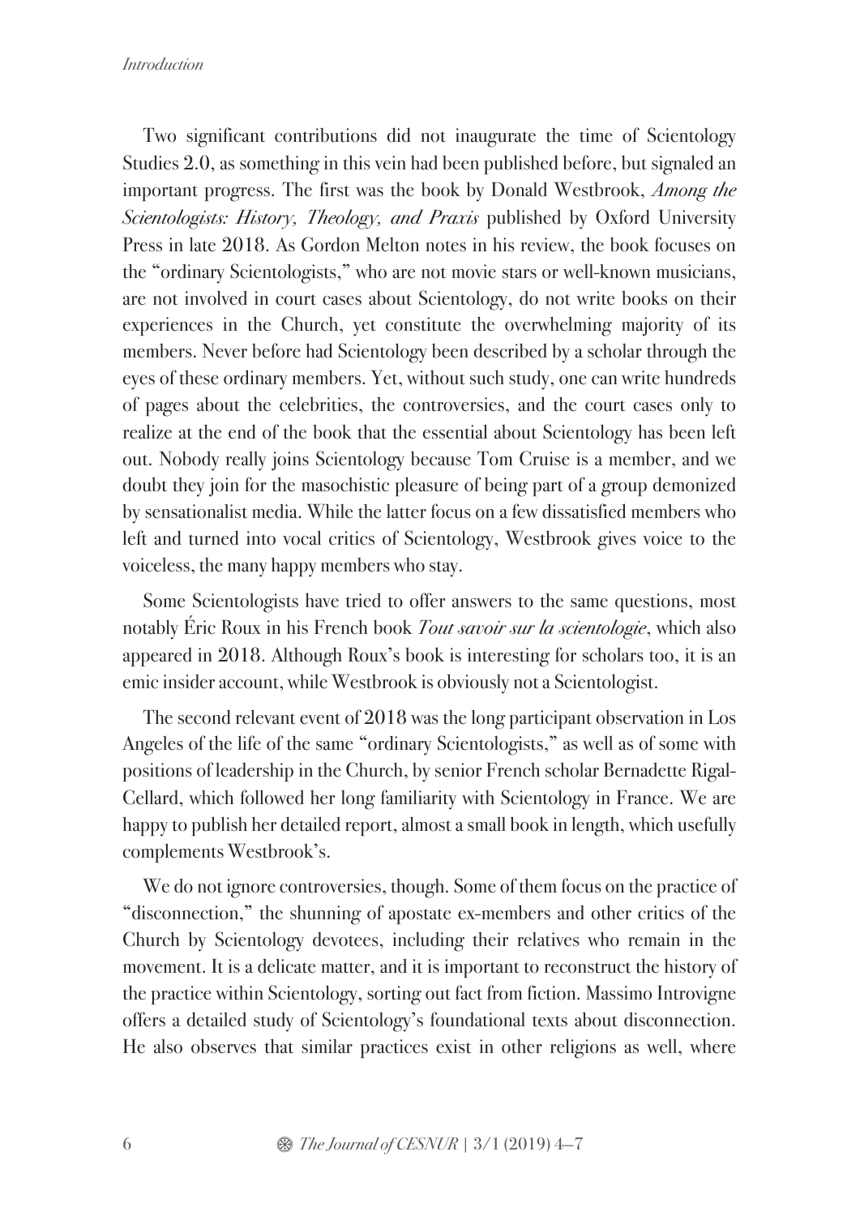Two significant contributions did not inaugurate the time of Scientology Studies 2.0, as something in this vein had been published before, but signaled an important progress. The first was the book by Donald Westbrook, *Among the Scientologists: History, Theology, and Praxis* published by Oxford University Press in late 2018. As Gordon Melton notes in his review, the book focuses on the "ordinary Scientologists," who are not movie stars or well-known musicians, are not involved in court cases about Scientology, do not write books on their experiences in the Church, yet constitute the overwhelming majority of its members. Never before had Scientology been described by a scholar through the eyes of these ordinary members. Yet, without such study, one can write hundreds of pages about the celebrities, the controversies, and the court cases only to realize at the end of the book that the essential about Scientology has been left out. Nobody really joins Scientology because Tom Cruise is a member, and we doubt they join for the masochistic pleasure of being part of a group demonized by sensationalist media. While the latter focus on a few dissatisfied members who left and turned into vocal critics of Scientology, Westbrook gives voice to the voiceless, the many happy members who stay.

Some Scientologists have tried to offer answers to the same questions, most notably Éric Roux in his French book *Tout savoir sur la scientologie*, which also appeared in 2018. Although Roux's book is interesting for scholars too, it is an emic insider account, while Westbrook is obviously not a Scientologist.

The second relevant event of 2018 was the long participant observation in Los Angeles of the life of the same "ordinary Scientologists," as well as of some with positions of leadership in the Church, by senior French scholar Bernadette Rigal-Cellard, which followed her long familiarity with Scientology in France. We are happy to publish her detailed report, almost a small book in length, which usefully complements Westbrook's.

We do not ignore controversies, though. Some of them focus on the practice of "disconnection," the shunning of apostate ex-members and other critics of the Church by Scientology devotees, including their relatives who remain in the movement. It is a delicate matter, and it is important to reconstruct the history of the practice within Scientology, sorting out fact from fiction. Massimo Introvigne offers a detailed study of Scientology's foundational texts about disconnection. He also observes that similar practices exist in other religions as well, where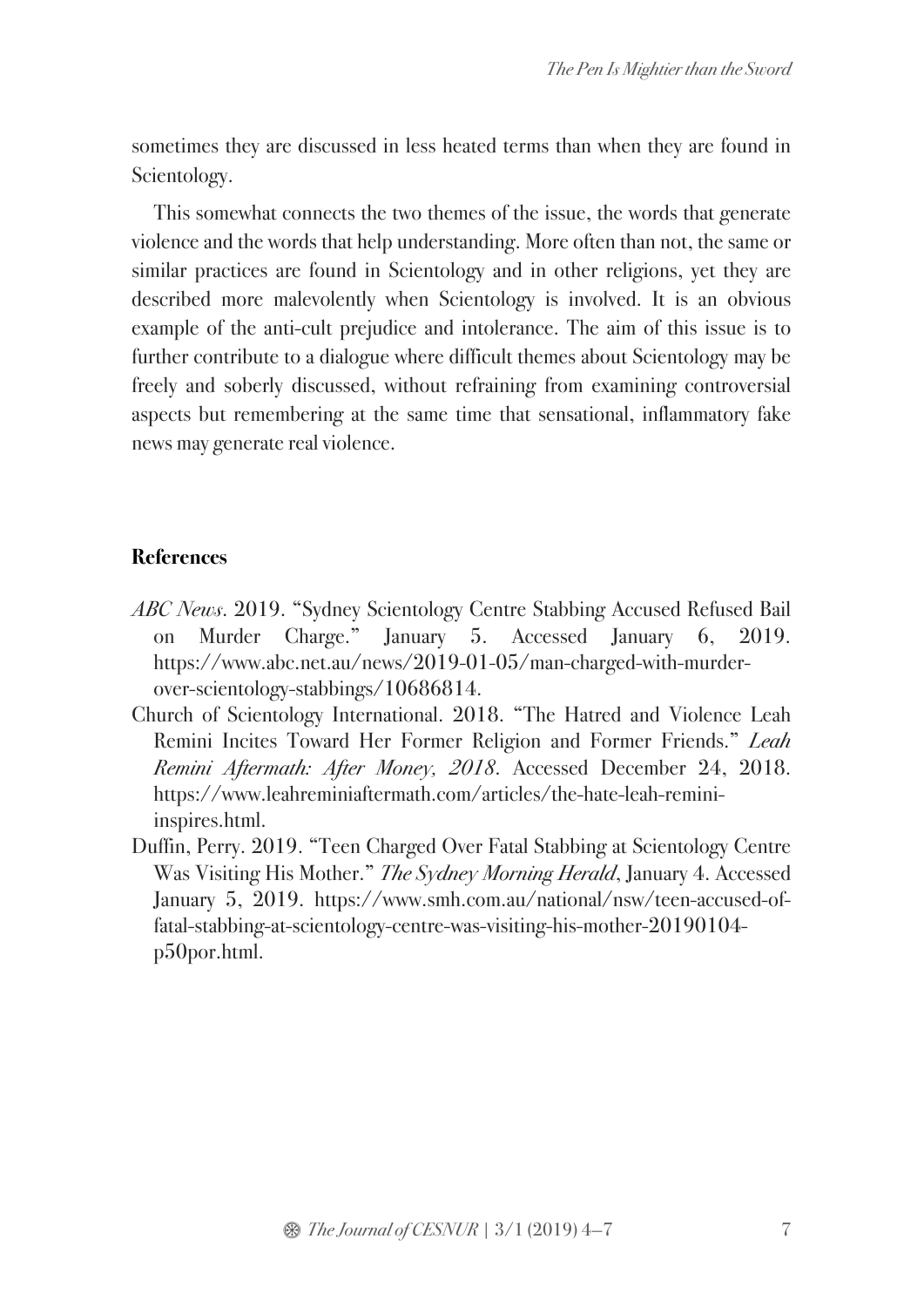sometimes they are discussed in less heated terms than when they are found in Scientology.

This somewhat connects the two themes of the issue, the words that generate violence and the words that help understanding. More often than not, the same or similar practices are found in Scientology and in other religions, yet they are described more malevolently when Scientology is involved. It is an obvious example of the anti-cult prejudice and intolerance. The aim of this issue is to further contribute to a dialogue where difficult themes about Scientology may be freely and soberly discussed, without refraining from examining controversial aspects but remembering at the same time that sensational, inflammatory fake news may generate real violence.

## References

*ABC News*. 2019. "Sydney Scientology Centre Stabbing Accused Refused Bail on Murder Charge." January 5. Accessed January 6, 2019. https://www.abc.net.au/news/2019-01-05/man-charged-with-murder-over-scientology-stabbings/10686814.

Church of Scientology International. 2018. "The Hatred and Violence Leah Remini Incites Toward Her Former Religion and Former Friends." *Leah Remini Aftermath: After Money, 2018*. Accessed December 24, 2018. https://www.leahreminiaftermath.com/articles/the-hate-leah-remini-inspires.html.

Duffin, Perry. 2019. "Teen Charged Over Fatal Stabbing at Scientology Centre Was Visiting His Mother." *The Sydney Morning Herald*, January 4. Accessed January 5, 2019. https://www.smh.com.au/national/nsw/teen-accused-of-fatal-stabbing-at-scientology-centre-was-visiting-his-mother-20190104-p50por.html.